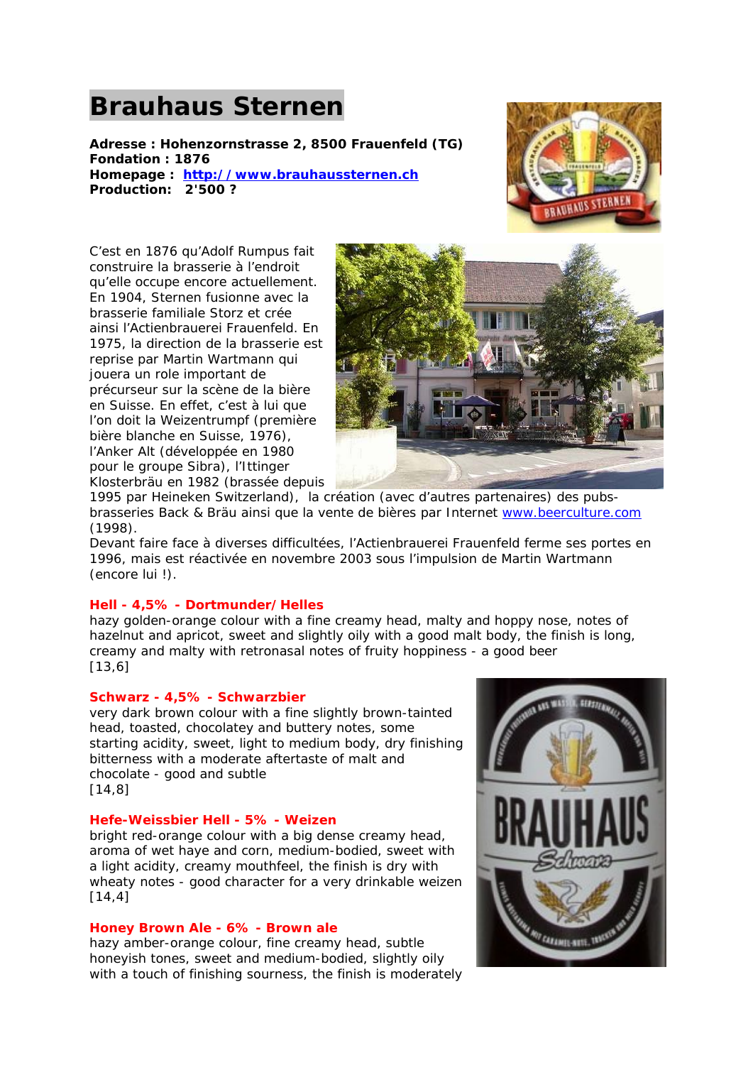# Brauhaus Sternen

**Adresse : Hohenzornstrasse 2, 8500 Frauenfeld (TG)**
**Fondation : 1876**
**Homepage : [http://www.brauhaussternen.ch](http://www.brauhaussternen.ch)**
**Production: 2'500 ?**

C'est en 1876 qu'Adolf Rumpus fait construire la brasserie à l'endroit qu'elle occupe encore actuellement. En 1904, Sternen fusionne avec la brasserie familiale Storz et crée ainsi l'Actienbrauerei Frauenfeld. En 1975, la direction de la brasserie est reprise par Martin Wartmann qui jouera un role important de précurseur sur la scène de la bière en Suisse. En effet, c'est à lui que l'on doit la Weizentrumpf (première bière blanche en Suisse, 1976), l'Anker Alt (développée en 1980 pour le groupe Sibra), l'Ittinger Klosterbräu en 1982 (brassée depuis 1995 par Heineken Switzerland), la création (avec d'autres partenaires) des pubs-brasseries Back & Bräu ainsi que la vente de bières par Internet [www.beerculture.com](http://www.beerculture.com) (1998).
Devant faire face à diverses difficultées, l'Actienbrauerei Frauenfeld ferme ses portes en 1996, mais est réactivée en novembre 2003 sous l'impulsion de Martin Wartmann (encore lui !).

**Hell - 4,5% - Dortmunder/Helles**
hazy golden-orange colour with a fine creamy head, malty and hoppy nose, notes of hazelnut and apricot, sweet and slightly oily with a good malt body, the finish is long, creamy and malty with retronasal notes of fruity hoppiness - a good beer
[13,6]

**Schwarz - 4,5% - Schwarzbier**
very dark brown colour with a fine slightly brown-tainted head, toasted, chocolatey and buttery notes, some starting acidity, sweet, light to medium body, dry finishing bitterness with a moderate aftertaste of malt and chocolate - good and subtle
[14,8]

**Hefe-Weissbier Hell - 5% - Weizen**
bright red-orange colour with a big dense creamy head, aroma of wet haye and corn, medium-bodied, sweet with a light acidity, creamy mouthfeel, the finish is dry with wheaty notes - good character for a very drinkable weizen
[14,4]

**Honey Brown Ale - 6% - Brown ale**
hazy amber-orange colour, fine creamy head, subtle honeyish tones, sweet and medium-bodied, slightly oily with a touch of finishing sourness, the finish is moderately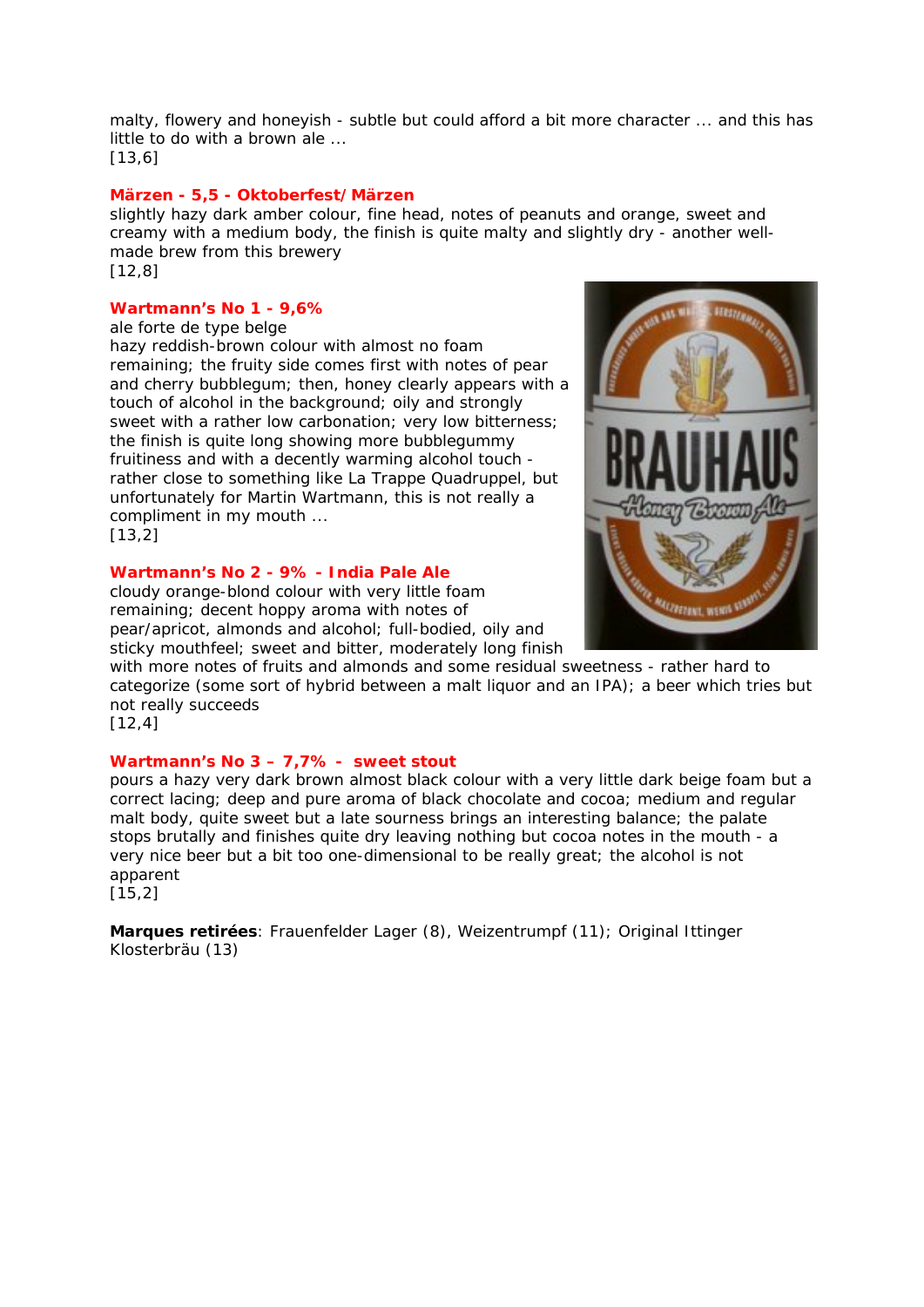malty, flowery and honeyish - subtle but could afford a bit more character ... and this has little to do with a brown ale ...
[13,6]

**Märzen - 5,5 - Oktoberfest/Märzen**
slightly hazy dark amber colour, fine head, notes of peanuts and orange, sweet and creamy with a medium body, the finish is quite malty and slightly dry - another well-made brew from this brewery
[12,8]

**Wartmann's No 1 - 9,6%**
ale forte de type belge
hazy reddish-brown colour with almost no foam remaining; the fruity side comes first with notes of pear and cherry bubblegum; then, honey clearly appears with a touch of alcohol in the background; oily and strongly sweet with a rather low carbonation; very low bitterness; the finish is quite long showing more bubblegummy fruitiness and with a decently warming alcohol touch - rather close to something like La Trappe Quadruppel, but unfortunately for Martin Wartmann, this is not really a compliment in my mouth ...
[13,2]

**Wartmann's No 2 - 9% - India Pale Ale**
cloudy orange-blond colour with very little foam remaining; decent hoppy aroma with notes of pear/apricot, almonds and alcohol; full-bodied, oily and sticky mouthfeel; sweet and bitter, moderately long finish with more notes of fruits and almonds and some residual sweetness - rather hard to categorize (some sort of hybrid between a malt liquor and an IPA); a beer which tries but not really succeeds
[12,4]

**Wartmann's No 3 – 7,7% - sweet stout**
pours a hazy very dark brown almost black colour with a very little dark beige foam but a correct lacing; deep and pure aroma of black chocolate and cocoa; medium and regular malt body, quite sweet but a late sourness brings an interesting balance; the palate stops brutally and finishes quite dry leaving nothing but cocoa notes in the mouth - a very nice beer but a bit too one-dimensional to be really great; the alcohol is not apparent
[15,2]

**Marques retirées**: Frauenfelder Lager (8), Weizentrumpf (11); Original Ittinger Klosterbräu (13)